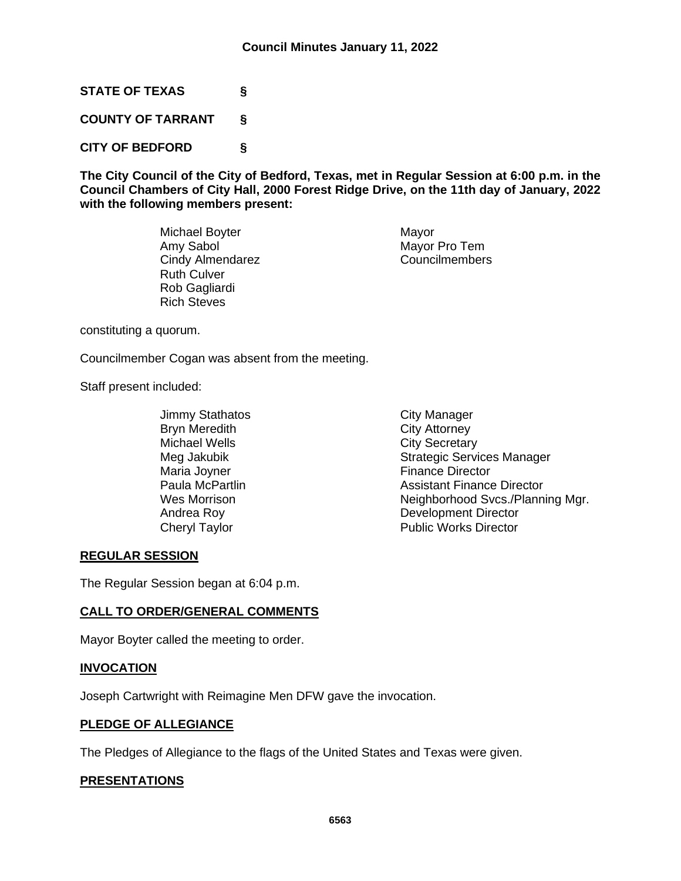# Council Minutes January 11, 2022

**STATE OF TEXAS §**

**COUNTY OF TARRANT §**

**CITY OF BEDFORD §**

**The City Council of the City of Bedford, Texas, met in Regular Session at 6:00 p.m. in the Council Chambers of City Hall, 2000 Forest Ridge Drive, on the 11th day of January, 2022 with the following members present:**

| | |
|---|---|
| Michael Boyter | Mayor |
| Amy Sabol | Mayor Pro Tem |
| Cindy Almendarez | Councilmembers |
| Ruth Culver | |
| Rob Gagliardi | |
| Rich Steves | |

constituting a quorum.

Councilmember Cogan was absent from the meeting.

Staff present included:

| | |
|---|---|
| Jimmy Stathatos | City Manager |
| Bryn Meredith | City Attorney |
| Michael Wells | City Secretary |
| Meg Jakubik | Strategic Services Manager |
| Maria Joyner | Finance Director |
| Paula McPartlin | Assistant Finance Director |
| Wes Morrison | Neighborhood Svcs./Planning Mgr. |
| Andrea Roy | Development Director |
| Cheryl Taylor | Public Works Director |

## REGULAR SESSION

The Regular Session began at 6:04 p.m.

## CALL TO ORDER/GENERAL COMMENTS

Mayor Boyter called the meeting to order.

## INVOCATION

Joseph Cartwright with Reimagine Men DFW gave the invocation.

## PLEDGE OF ALLEGIANCE

The Pledges of Allegiance to the flags of the United States and Texas were given.

## PRESENTATIONS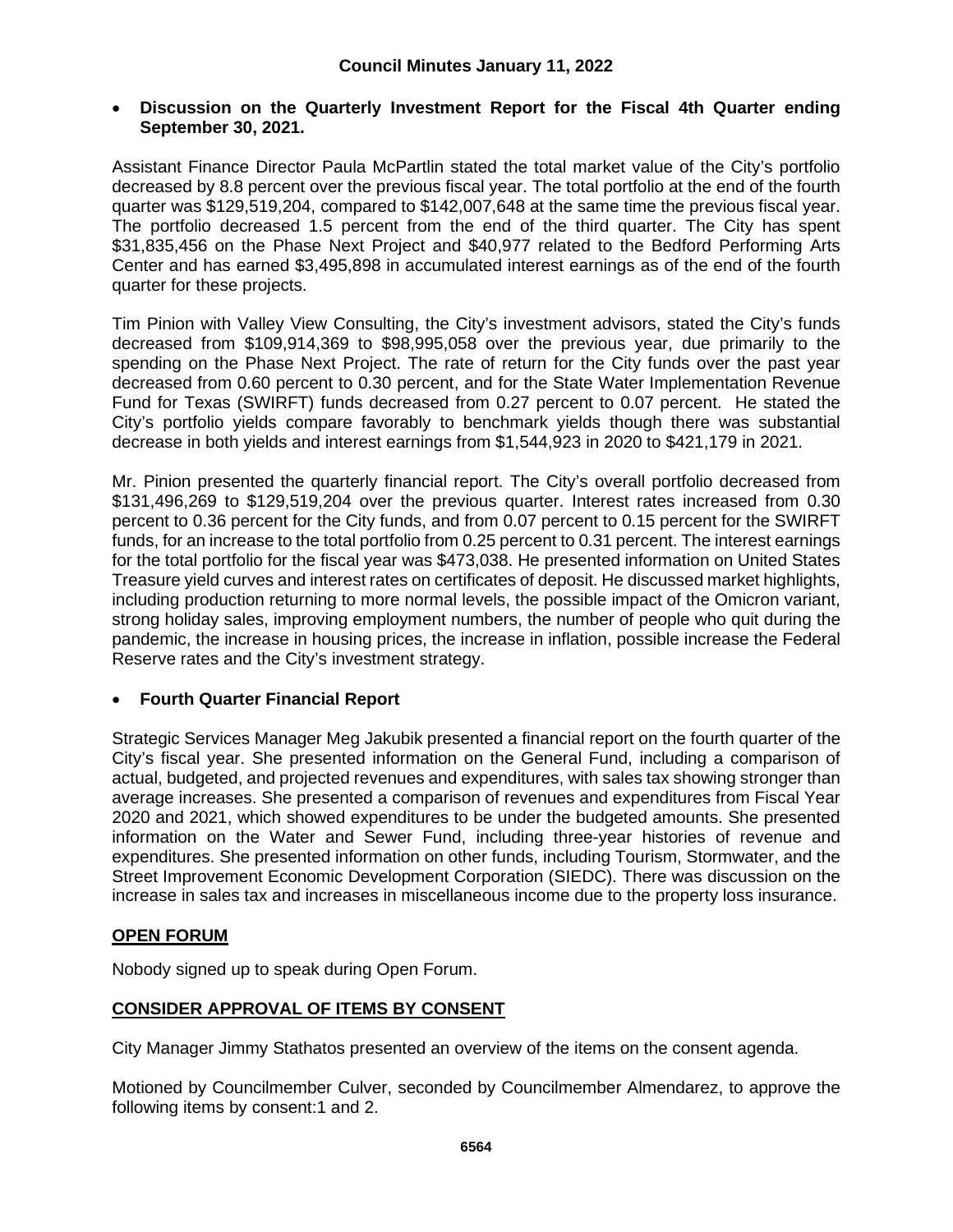- **Discussion on the Quarterly Investment Report for the Fiscal 4th Quarter ending September 30, 2021.**

Assistant Finance Director Paula McPartlin stated the total market value of the City's portfolio decreased by 8.8 percent over the previous fiscal year. The total portfolio at the end of the fourth quarter was $129,519,204, compared to $142,007,648 at the same time the previous fiscal year. The portfolio decreased 1.5 percent from the end of the third quarter. The City has spent $31,835,456 on the Phase Next Project and $40,977 related to the Bedford Performing Arts Center and has earned $3,495,898 in accumulated interest earnings as of the end of the fourth quarter for these projects.

Tim Pinion with Valley View Consulting, the City's investment advisors, stated the City's funds decreased from $109,914,369 to $98,995,058 over the previous year, due primarily to the spending on the Phase Next Project. The rate of return for the City funds over the past year decreased from 0.60 percent to 0.30 percent, and for the State Water Implementation Revenue Fund for Texas (SWIRFT) funds decreased from 0.27 percent to 0.07 percent. He stated the City's portfolio yields compare favorably to benchmark yields though there was substantial decrease in both yields and interest earnings from $1,544,923 in 2020 to $421,179 in 2021.

Mr. Pinion presented the quarterly financial report. The City's overall portfolio decreased from $131,496,269 to $129,519,204 over the previous quarter. Interest rates increased from 0.30 percent to 0.36 percent for the City funds, and from 0.07 percent to 0.15 percent for the SWIRFT funds, for an increase to the total portfolio from 0.25 percent to 0.31 percent. The interest earnings for the total portfolio for the fiscal year was $473,038. He presented information on United States Treasure yield curves and interest rates on certificates of deposit. He discussed market highlights, including production returning to more normal levels, the possible impact of the Omicron variant, strong holiday sales, improving employment numbers, the number of people who quit during the pandemic, the increase in housing prices, the increase in inflation, possible increase the Federal Reserve rates and the City's investment strategy.

- **Fourth Quarter Financial Report**

Strategic Services Manager Meg Jakubik presented a financial report on the fourth quarter of the City's fiscal year. She presented information on the General Fund, including a comparison of actual, budgeted, and projected revenues and expenditures, with sales tax showing stronger than average increases. She presented a comparison of revenues and expenditures from Fiscal Year 2020 and 2021, which showed expenditures to be under the budgeted amounts. She presented information on the Water and Sewer Fund, including three-year histories of revenue and expenditures. She presented information on other funds, including Tourism, Stormwater, and the Street Improvement Economic Development Corporation (SIEDC). There was discussion on the increase in sales tax and increases in miscellaneous income due to the property loss insurance.

## OPEN FORUM

Nobody signed up to speak during Open Forum.

## CONSIDER APPROVAL OF ITEMS BY CONSENT

City Manager Jimmy Stathatos presented an overview of the items on the consent agenda.

Motioned by Councilmember Culver, seconded by Councilmember Almendarez, to approve the following items by consent:1 and 2.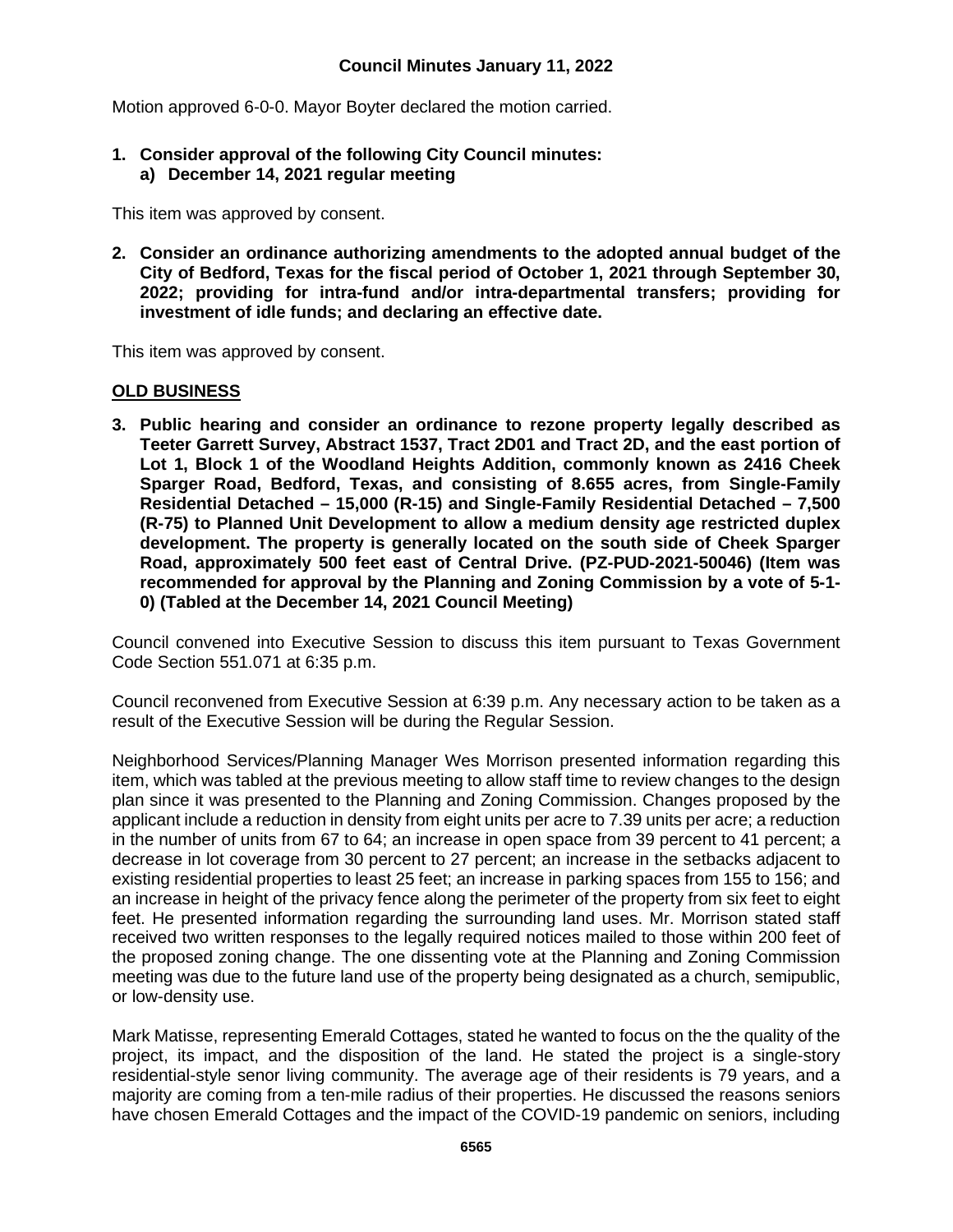Motion approved 6-0-0. Mayor Boyter declared the motion carried.

**1. Consider approval of the following City Council minutes:**
   **a) December 14, 2021 regular meeting**

This item was approved by consent.

**2. Consider an ordinance authorizing amendments to the adopted annual budget of the City of Bedford, Texas for the fiscal period of October 1, 2021 through September 30, 2022; providing for intra-fund and/or intra-departmental transfers; providing for investment of idle funds; and declaring an effective date.**

This item was approved by consent.

## OLD BUSINESS

**3. Public hearing and consider an ordinance to rezone property legally described as Teeter Garrett Survey, Abstract 1537, Tract 2D01 and Tract 2D, and the east portion of Lot 1, Block 1 of the Woodland Heights Addition, commonly known as 2416 Cheek Sparger Road, Bedford, Texas, and consisting of 8.655 acres, from Single-Family Residential Detached – 15,000 (R-15) and Single-Family Residential Detached – 7,500 (R-75) to Planned Unit Development to allow a medium density age restricted duplex development. The property is generally located on the south side of Cheek Sparger Road, approximately 500 feet east of Central Drive. (PZ-PUD-2021-50046) (Item was recommended for approval by the Planning and Zoning Commission by a vote of 5-1-0) (Tabled at the December 14, 2021 Council Meeting)**

Council convened into Executive Session to discuss this item pursuant to Texas Government Code Section 551.071 at 6:35 p.m.

Council reconvened from Executive Session at 6:39 p.m. Any necessary action to be taken as a result of the Executive Session will be during the Regular Session.

Neighborhood Services/Planning Manager Wes Morrison presented information regarding this item, which was tabled at the previous meeting to allow staff time to review changes to the design plan since it was presented to the Planning and Zoning Commission. Changes proposed by the applicant include a reduction in density from eight units per acre to 7.39 units per acre; a reduction in the number of units from 67 to 64; an increase in open space from 39 percent to 41 percent; a decrease in lot coverage from 30 percent to 27 percent; an increase in the setbacks adjacent to existing residential properties to least 25 feet; an increase in parking spaces from 155 to 156; and an increase in height of the privacy fence along the perimeter of the property from six feet to eight feet. He presented information regarding the surrounding land uses. Mr. Morrison stated staff received two written responses to the legally required notices mailed to those within 200 feet of the proposed zoning change. The one dissenting vote at the Planning and Zoning Commission meeting was due to the future land use of the property being designated as a church, semipublic, or low-density use.

Mark Matisse, representing Emerald Cottages, stated he wanted to focus on the the quality of the project, its impact, and the disposition of the land. He stated the project is a single-story residential-style senor living community. The average age of their residents is 79 years, and a majority are coming from a ten-mile radius of their properties. He discussed the reasons seniors have chosen Emerald Cottages and the impact of the COVID-19 pandemic on seniors, including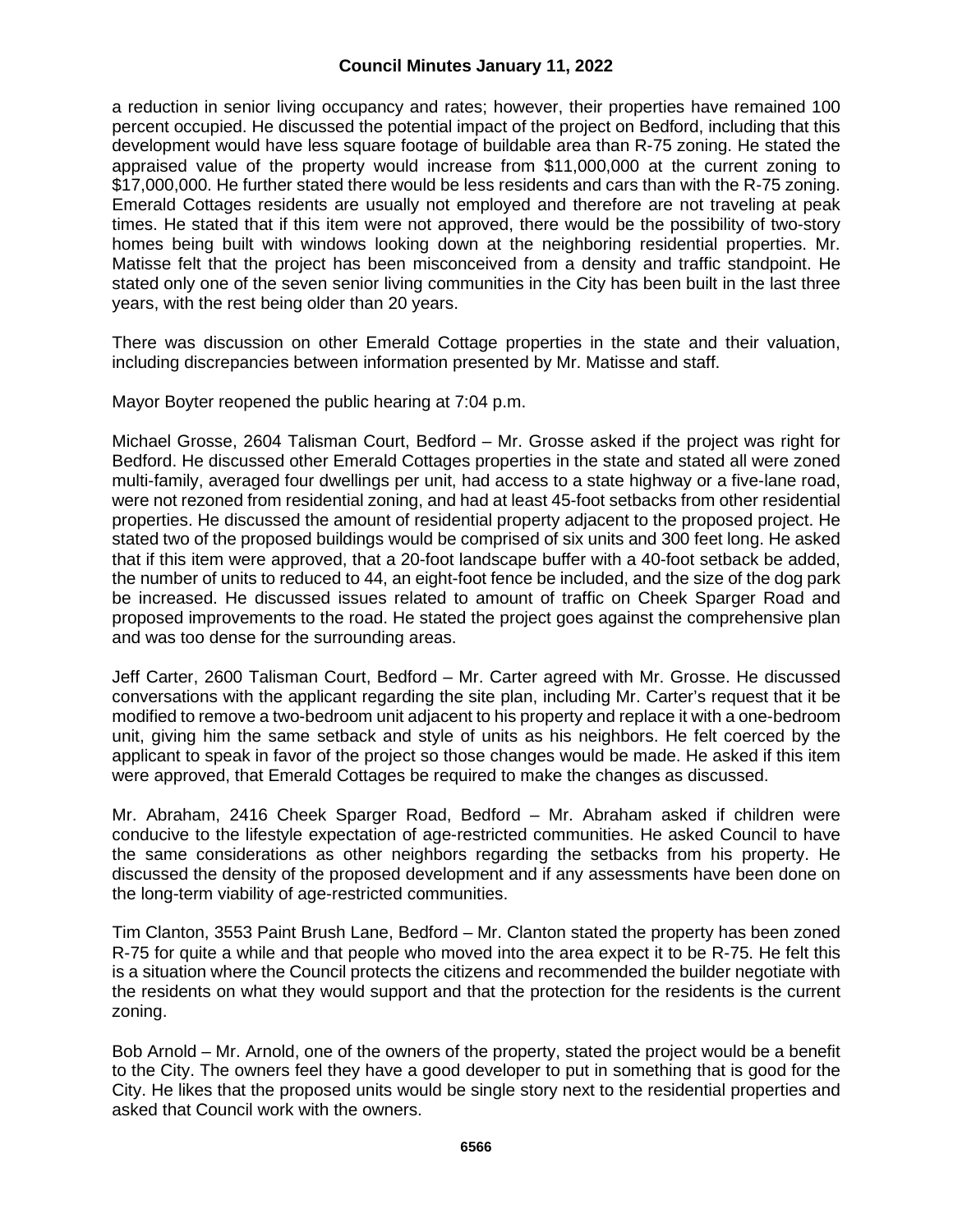a reduction in senior living occupancy and rates; however, their properties have remained 100 percent occupied. He discussed the potential impact of the project on Bedford, including that this development would have less square footage of buildable area than R-75 zoning. He stated the appraised value of the property would increase from $11,000,000 at the current zoning to $17,000,000. He further stated there would be less residents and cars than with the R-75 zoning. Emerald Cottages residents are usually not employed and therefore are not traveling at peak times. He stated that if this item were not approved, there would be the possibility of two-story homes being built with windows looking down at the neighboring residential properties. Mr. Matisse felt that the project has been misconceived from a density and traffic standpoint. He stated only one of the seven senior living communities in the City has been built in the last three years, with the rest being older than 20 years.

There was discussion on other Emerald Cottage properties in the state and their valuation, including discrepancies between information presented by Mr. Matisse and staff.

Mayor Boyter reopened the public hearing at 7:04 p.m.

Michael Grosse, 2604 Talisman Court, Bedford – Mr. Grosse asked if the project was right for Bedford. He discussed other Emerald Cottages properties in the state and stated all were zoned multi-family, averaged four dwellings per unit, had access to a state highway or a five-lane road, were not rezoned from residential zoning, and had at least 45-foot setbacks from other residential properties. He discussed the amount of residential property adjacent to the proposed project. He stated two of the proposed buildings would be comprised of six units and 300 feet long. He asked that if this item were approved, that a 20-foot landscape buffer with a 40-foot setback be added, the number of units to reduced to 44, an eight-foot fence be included, and the size of the dog park be increased. He discussed issues related to amount of traffic on Cheek Sparger Road and proposed improvements to the road. He stated the project goes against the comprehensive plan and was too dense for the surrounding areas.

Jeff Carter, 2600 Talisman Court, Bedford – Mr. Carter agreed with Mr. Grosse. He discussed conversations with the applicant regarding the site plan, including Mr. Carter's request that it be modified to remove a two-bedroom unit adjacent to his property and replace it with a one-bedroom unit, giving him the same setback and style of units as his neighbors. He felt coerced by the applicant to speak in favor of the project so those changes would be made. He asked if this item were approved, that Emerald Cottages be required to make the changes as discussed.

Mr. Abraham, 2416 Cheek Sparger Road, Bedford – Mr. Abraham asked if children were conducive to the lifestyle expectation of age-restricted communities. He asked Council to have the same considerations as other neighbors regarding the setbacks from his property. He discussed the density of the proposed development and if any assessments have been done on the long-term viability of age-restricted communities.

Tim Clanton, 3553 Paint Brush Lane, Bedford – Mr. Clanton stated the property has been zoned R-75 for quite a while and that people who moved into the area expect it to be R-75. He felt this is a situation where the Council protects the citizens and recommended the builder negotiate with the residents on what they would support and that the protection for the residents is the current zoning.

Bob Arnold – Mr. Arnold, one of the owners of the property, stated the project would be a benefit to the City. The owners feel they have a good developer to put in something that is good for the City. He likes that the proposed units would be single story next to the residential properties and asked that Council work with the owners.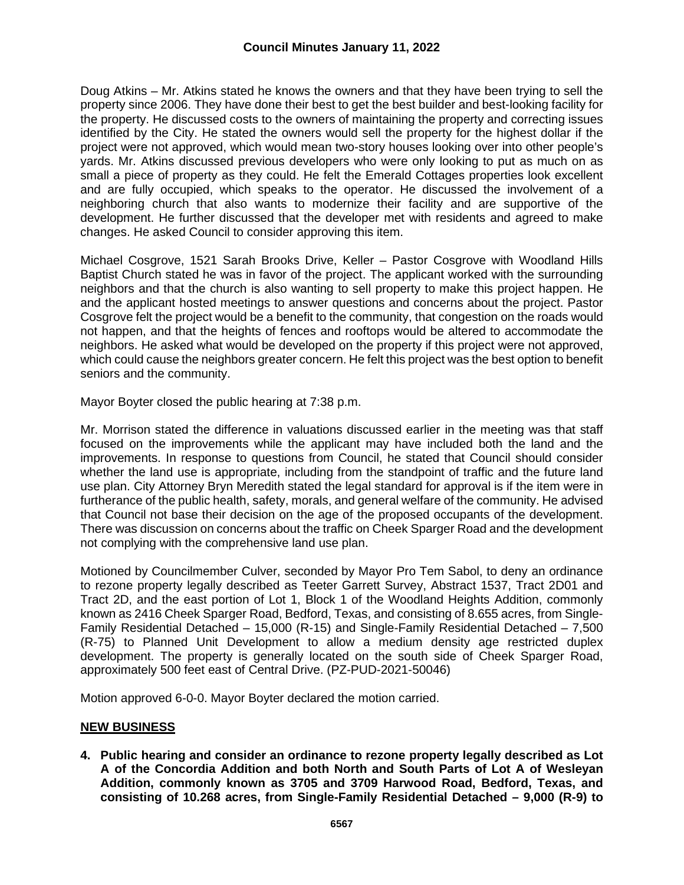Doug Atkins – Mr. Atkins stated he knows the owners and that they have been trying to sell the property since 2006. They have done their best to get the best builder and best-looking facility for the property. He discussed costs to the owners of maintaining the property and correcting issues identified by the City. He stated the owners would sell the property for the highest dollar if the project were not approved, which would mean two-story houses looking over into other people's yards. Mr. Atkins discussed previous developers who were only looking to put as much on as small a piece of property as they could. He felt the Emerald Cottages properties look excellent and are fully occupied, which speaks to the operator. He discussed the involvement of a neighboring church that also wants to modernize their facility and are supportive of the development. He further discussed that the developer met with residents and agreed to make changes. He asked Council to consider approving this item.

Michael Cosgrove, 1521 Sarah Brooks Drive, Keller – Pastor Cosgrove with Woodland Hills Baptist Church stated he was in favor of the project. The applicant worked with the surrounding neighbors and that the church is also wanting to sell property to make this project happen. He and the applicant hosted meetings to answer questions and concerns about the project. Pastor Cosgrove felt the project would be a benefit to the community, that congestion on the roads would not happen, and that the heights of fences and rooftops would be altered to accommodate the neighbors. He asked what would be developed on the property if this project were not approved, which could cause the neighbors greater concern. He felt this project was the best option to benefit seniors and the community.

Mayor Boyter closed the public hearing at 7:38 p.m.

Mr. Morrison stated the difference in valuations discussed earlier in the meeting was that staff focused on the improvements while the applicant may have included both the land and the improvements. In response to questions from Council, he stated that Council should consider whether the land use is appropriate, including from the standpoint of traffic and the future land use plan. City Attorney Bryn Meredith stated the legal standard for approval is if the item were in furtherance of the public health, safety, morals, and general welfare of the community. He advised that Council not base their decision on the age of the proposed occupants of the development. There was discussion on concerns about the traffic on Cheek Sparger Road and the development not complying with the comprehensive land use plan.

Motioned by Councilmember Culver, seconded by Mayor Pro Tem Sabol, to deny an ordinance to rezone property legally described as Teeter Garrett Survey, Abstract 1537, Tract 2D01 and Tract 2D, and the east portion of Lot 1, Block 1 of the Woodland Heights Addition, commonly known as 2416 Cheek Sparger Road, Bedford, Texas, and consisting of 8.655 acres, from Single-Family Residential Detached – 15,000 (R-15) and Single-Family Residential Detached – 7,500 (R-75) to Planned Unit Development to allow a medium density age restricted duplex development. The property is generally located on the south side of Cheek Sparger Road, approximately 500 feet east of Central Drive. (PZ-PUD-2021-50046)

Motion approved 6-0-0. Mayor Boyter declared the motion carried.

## NEW BUSINESS

**4. Public hearing and consider an ordinance to rezone property legally described as Lot A of the Concordia Addition and both North and South Parts of Lot A of Wesleyan Addition, commonly known as 3705 and 3709 Harwood Road, Bedford, Texas, and consisting of 10.268 acres, from Single-Family Residential Detached – 9,000 (R-9) to**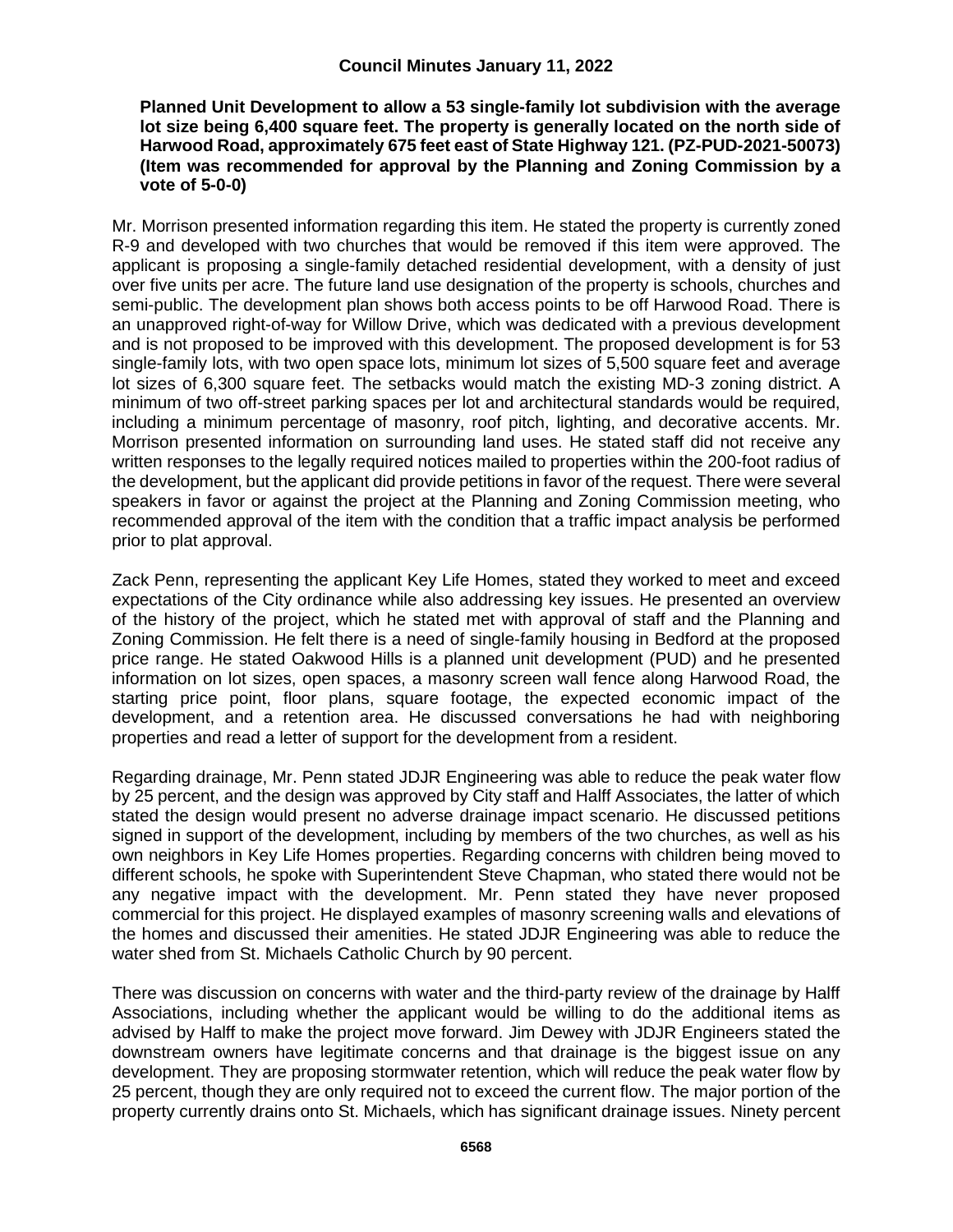**Planned Unit Development to allow a 53 single-family lot subdivision with the average lot size being 6,400 square feet. The property is generally located on the north side of Harwood Road, approximately 675 feet east of State Highway 121. (PZ-PUD-2021-50073) (Item was recommended for approval by the Planning and Zoning Commission by a vote of 5-0-0)**

Mr. Morrison presented information regarding this item. He stated the property is currently zoned R-9 and developed with two churches that would be removed if this item were approved. The applicant is proposing a single-family detached residential development, with a density of just over five units per acre. The future land use designation of the property is schools, churches and semi-public. The development plan shows both access points to be off Harwood Road. There is an unapproved right-of-way for Willow Drive, which was dedicated with a previous development and is not proposed to be improved with this development. The proposed development is for 53 single-family lots, with two open space lots, minimum lot sizes of 5,500 square feet and average lot sizes of 6,300 square feet. The setbacks would match the existing MD-3 zoning district. A minimum of two off-street parking spaces per lot and architectural standards would be required, including a minimum percentage of masonry, roof pitch, lighting, and decorative accents. Mr. Morrison presented information on surrounding land uses. He stated staff did not receive any written responses to the legally required notices mailed to properties within the 200-foot radius of the development, but the applicant did provide petitions in favor of the request. There were several speakers in favor or against the project at the Planning and Zoning Commission meeting, who recommended approval of the item with the condition that a traffic impact analysis be performed prior to plat approval.

Zack Penn, representing the applicant Key Life Homes, stated they worked to meet and exceed expectations of the City ordinance while also addressing key issues. He presented an overview of the history of the project, which he stated met with approval of staff and the Planning and Zoning Commission. He felt there is a need of single-family housing in Bedford at the proposed price range. He stated Oakwood Hills is a planned unit development (PUD) and he presented information on lot sizes, open spaces, a masonry screen wall fence along Harwood Road, the starting price point, floor plans, square footage, the expected economic impact of the development, and a retention area. He discussed conversations he had with neighboring properties and read a letter of support for the development from a resident.

Regarding drainage, Mr. Penn stated JDJR Engineering was able to reduce the peak water flow by 25 percent, and the design was approved by City staff and Halff Associates, the latter of which stated the design would present no adverse drainage impact scenario. He discussed petitions signed in support of the development, including by members of the two churches, as well as his own neighbors in Key Life Homes properties. Regarding concerns with children being moved to different schools, he spoke with Superintendent Steve Chapman, who stated there would not be any negative impact with the development. Mr. Penn stated they have never proposed commercial for this project. He displayed examples of masonry screening walls and elevations of the homes and discussed their amenities. He stated JDJR Engineering was able to reduce the water shed from St. Michaels Catholic Church by 90 percent.

There was discussion on concerns with water and the third-party review of the drainage by Halff Associations, including whether the applicant would be willing to do the additional items as advised by Halff to make the project move forward. Jim Dewey with JDJR Engineers stated the downstream owners have legitimate concerns and that drainage is the biggest issue on any development. They are proposing stormwater retention, which will reduce the peak water flow by 25 percent, though they are only required not to exceed the current flow. The major portion of the property currently drains onto St. Michaels, which has significant drainage issues. Ninety percent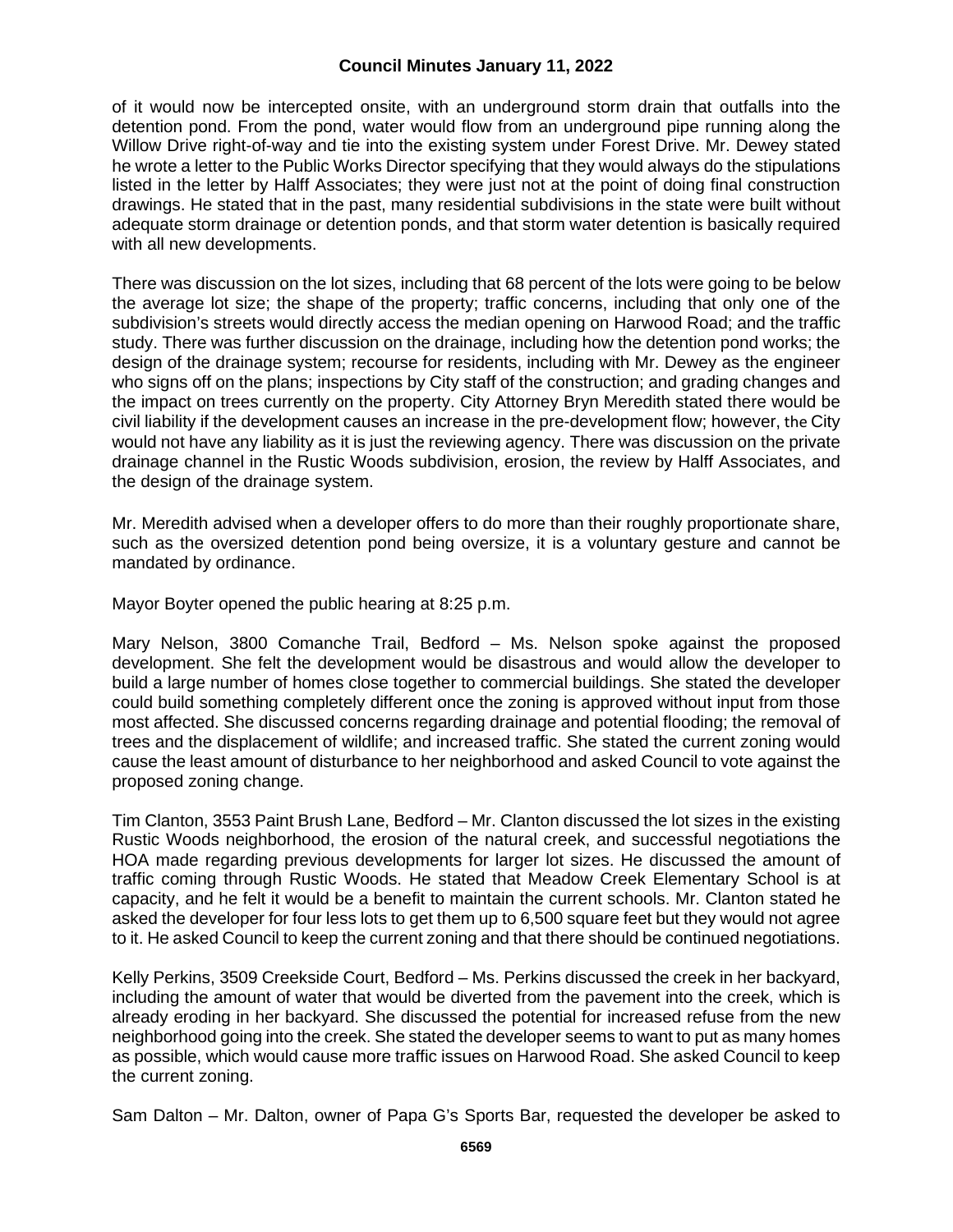of it would now be intercepted onsite, with an underground storm drain that outfalls into the detention pond. From the pond, water would flow from an underground pipe running along the Willow Drive right-of-way and tie into the existing system under Forest Drive. Mr. Dewey stated he wrote a letter to the Public Works Director specifying that they would always do the stipulations listed in the letter by Halff Associates; they were just not at the point of doing final construction drawings. He stated that in the past, many residential subdivisions in the state were built without adequate storm drainage or detention ponds, and that storm water detention is basically required with all new developments.

There was discussion on the lot sizes, including that 68 percent of the lots were going to be below the average lot size; the shape of the property; traffic concerns, including that only one of the subdivision's streets would directly access the median opening on Harwood Road; and the traffic study. There was further discussion on the drainage, including how the detention pond works; the design of the drainage system; recourse for residents, including with Mr. Dewey as the engineer who signs off on the plans; inspections by City staff of the construction; and grading changes and the impact on trees currently on the property. City Attorney Bryn Meredith stated there would be civil liability if the development causes an increase in the pre-development flow; however, the City would not have any liability as it is just the reviewing agency. There was discussion on the private drainage channel in the Rustic Woods subdivision, erosion, the review by Halff Associates, and the design of the drainage system.

Mr. Meredith advised when a developer offers to do more than their roughly proportionate share, such as the oversized detention pond being oversize, it is a voluntary gesture and cannot be mandated by ordinance.

Mayor Boyter opened the public hearing at 8:25 p.m.

Mary Nelson, 3800 Comanche Trail, Bedford – Ms. Nelson spoke against the proposed development. She felt the development would be disastrous and would allow the developer to build a large number of homes close together to commercial buildings. She stated the developer could build something completely different once the zoning is approved without input from those most affected. She discussed concerns regarding drainage and potential flooding; the removal of trees and the displacement of wildlife; and increased traffic. She stated the current zoning would cause the least amount of disturbance to her neighborhood and asked Council to vote against the proposed zoning change.

Tim Clanton, 3553 Paint Brush Lane, Bedford – Mr. Clanton discussed the lot sizes in the existing Rustic Woods neighborhood, the erosion of the natural creek, and successful negotiations the HOA made regarding previous developments for larger lot sizes. He discussed the amount of traffic coming through Rustic Woods. He stated that Meadow Creek Elementary School is at capacity, and he felt it would be a benefit to maintain the current schools. Mr. Clanton stated he asked the developer for four less lots to get them up to 6,500 square feet but they would not agree to it. He asked Council to keep the current zoning and that there should be continued negotiations.

Kelly Perkins, 3509 Creekside Court, Bedford – Ms. Perkins discussed the creek in her backyard, including the amount of water that would be diverted from the pavement into the creek, which is already eroding in her backyard. She discussed the potential for increased refuse from the new neighborhood going into the creek. She stated the developer seems to want to put as many homes as possible, which would cause more traffic issues on Harwood Road. She asked Council to keep the current zoning.

Sam Dalton – Mr. Dalton, owner of Papa G's Sports Bar, requested the developer be asked to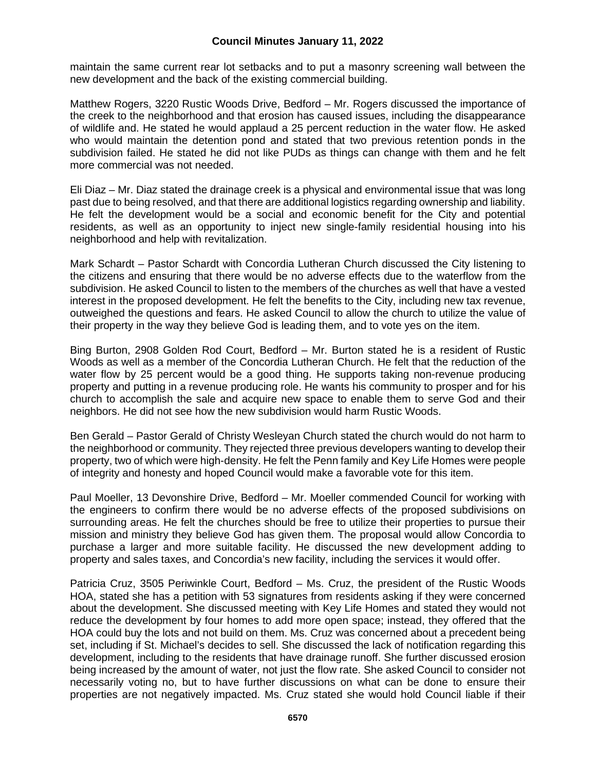maintain the same current rear lot setbacks and to put a masonry screening wall between the new development and the back of the existing commercial building.

Matthew Rogers, 3220 Rustic Woods Drive, Bedford – Mr. Rogers discussed the importance of the creek to the neighborhood and that erosion has caused issues, including the disappearance of wildlife and. He stated he would applaud a 25 percent reduction in the water flow. He asked who would maintain the detention pond and stated that two previous retention ponds in the subdivision failed. He stated he did not like PUDs as things can change with them and he felt more commercial was not needed.

Eli Diaz – Mr. Diaz stated the drainage creek is a physical and environmental issue that was long past due to being resolved, and that there are additional logistics regarding ownership and liability. He felt the development would be a social and economic benefit for the City and potential residents, as well as an opportunity to inject new single-family residential housing into his neighborhood and help with revitalization.

Mark Schardt – Pastor Schardt with Concordia Lutheran Church discussed the City listening to the citizens and ensuring that there would be no adverse effects due to the waterflow from the subdivision. He asked Council to listen to the members of the churches as well that have a vested interest in the proposed development. He felt the benefits to the City, including new tax revenue, outweighed the questions and fears. He asked Council to allow the church to utilize the value of their property in the way they believe God is leading them, and to vote yes on the item.

Bing Burton, 2908 Golden Rod Court, Bedford – Mr. Burton stated he is a resident of Rustic Woods as well as a member of the Concordia Lutheran Church. He felt that the reduction of the water flow by 25 percent would be a good thing. He supports taking non-revenue producing property and putting in a revenue producing role. He wants his community to prosper and for his church to accomplish the sale and acquire new space to enable them to serve God and their neighbors. He did not see how the new subdivision would harm Rustic Woods.

Ben Gerald – Pastor Gerald of Christy Wesleyan Church stated the church would do not harm to the neighborhood or community. They rejected three previous developers wanting to develop their property, two of which were high-density. He felt the Penn family and Key Life Homes were people of integrity and honesty and hoped Council would make a favorable vote for this item.

Paul Moeller, 13 Devonshire Drive, Bedford – Mr. Moeller commended Council for working with the engineers to confirm there would be no adverse effects of the proposed subdivisions on surrounding areas. He felt the churches should be free to utilize their properties to pursue their mission and ministry they believe God has given them. The proposal would allow Concordia to purchase a larger and more suitable facility. He discussed the new development adding to property and sales taxes, and Concordia's new facility, including the services it would offer.

Patricia Cruz, 3505 Periwinkle Court, Bedford – Ms. Cruz, the president of the Rustic Woods HOA, stated she has a petition with 53 signatures from residents asking if they were concerned about the development. She discussed meeting with Key Life Homes and stated they would not reduce the development by four homes to add more open space; instead, they offered that the HOA could buy the lots and not build on them. Ms. Cruz was concerned about a precedent being set, including if St. Michael's decides to sell. She discussed the lack of notification regarding this development, including to the residents that have drainage runoff. She further discussed erosion being increased by the amount of water, not just the flow rate. She asked Council to consider not necessarily voting no, but to have further discussions on what can be done to ensure their properties are not negatively impacted. Ms. Cruz stated she would hold Council liable if their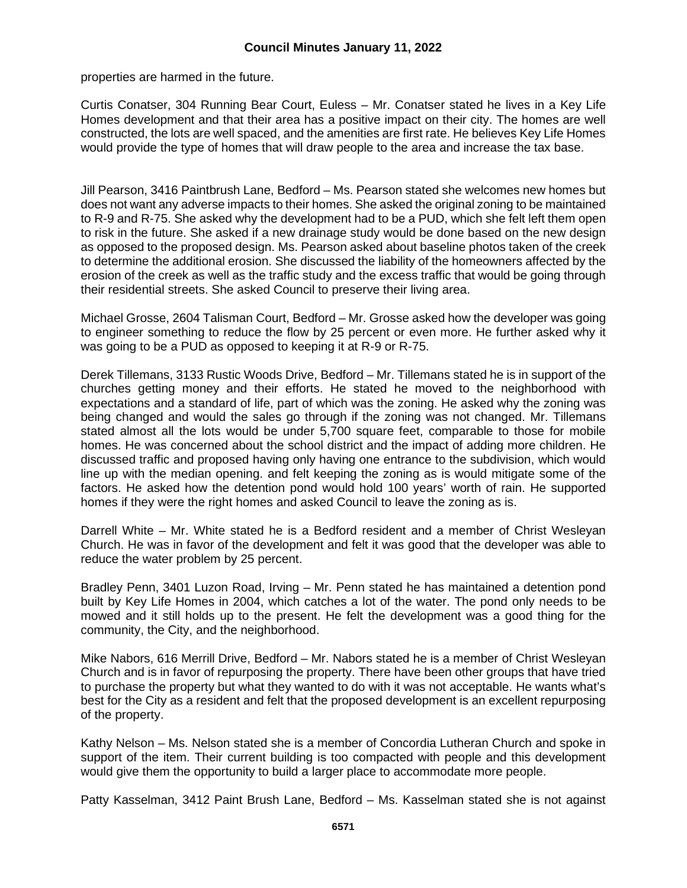properties are harmed in the future.

Curtis Conatser, 304 Running Bear Court, Euless – Mr. Conatser stated he lives in a Key Life Homes development and that their area has a positive impact on their city. The homes are well constructed, the lots are well spaced, and the amenities are first rate. He believes Key Life Homes would provide the type of homes that will draw people to the area and increase the tax base.

Jill Pearson, 3416 Paintbrush Lane, Bedford – Ms. Pearson stated she welcomes new homes but does not want any adverse impacts to their homes. She asked the original zoning to be maintained to R-9 and R-75. She asked why the development had to be a PUD, which she felt left them open to risk in the future. She asked if a new drainage study would be done based on the new design as opposed to the proposed design. Ms. Pearson asked about baseline photos taken of the creek to determine the additional erosion. She discussed the liability of the homeowners affected by the erosion of the creek as well as the traffic study and the excess traffic that would be going through their residential streets. She asked Council to preserve their living area.

Michael Grosse, 2604 Talisman Court, Bedford – Mr. Grosse asked how the developer was going to engineer something to reduce the flow by 25 percent or even more. He further asked why it was going to be a PUD as opposed to keeping it at R-9 or R-75.

Derek Tillemans, 3133 Rustic Woods Drive, Bedford – Mr. Tillemans stated he is in support of the churches getting money and their efforts. He stated he moved to the neighborhood with expectations and a standard of life, part of which was the zoning. He asked why the zoning was being changed and would the sales go through if the zoning was not changed. Mr. Tillemans stated almost all the lots would be under 5,700 square feet, comparable to those for mobile homes. He was concerned about the school district and the impact of adding more children. He discussed traffic and proposed having only having one entrance to the subdivision, which would line up with the median opening. and felt keeping the zoning as is would mitigate some of the factors. He asked how the detention pond would hold 100 years' worth of rain. He supported homes if they were the right homes and asked Council to leave the zoning as is.

Darrell White – Mr. White stated he is a Bedford resident and a member of Christ Wesleyan Church. He was in favor of the development and felt it was good that the developer was able to reduce the water problem by 25 percent.

Bradley Penn, 3401 Luzon Road, Irving – Mr. Penn stated he has maintained a detention pond built by Key Life Homes in 2004, which catches a lot of the water. The pond only needs to be mowed and it still holds up to the present. He felt the development was a good thing for the community, the City, and the neighborhood.

Mike Nabors, 616 Merrill Drive, Bedford – Mr. Nabors stated he is a member of Christ Wesleyan Church and is in favor of repurposing the property. There have been other groups that have tried to purchase the property but what they wanted to do with it was not acceptable. He wants what's best for the City as a resident and felt that the proposed development is an excellent repurposing of the property.

Kathy Nelson – Ms. Nelson stated she is a member of Concordia Lutheran Church and spoke in support of the item. Their current building is too compacted with people and this development would give them the opportunity to build a larger place to accommodate more people.

Patty Kasselman, 3412 Paint Brush Lane, Bedford – Ms. Kasselman stated she is not against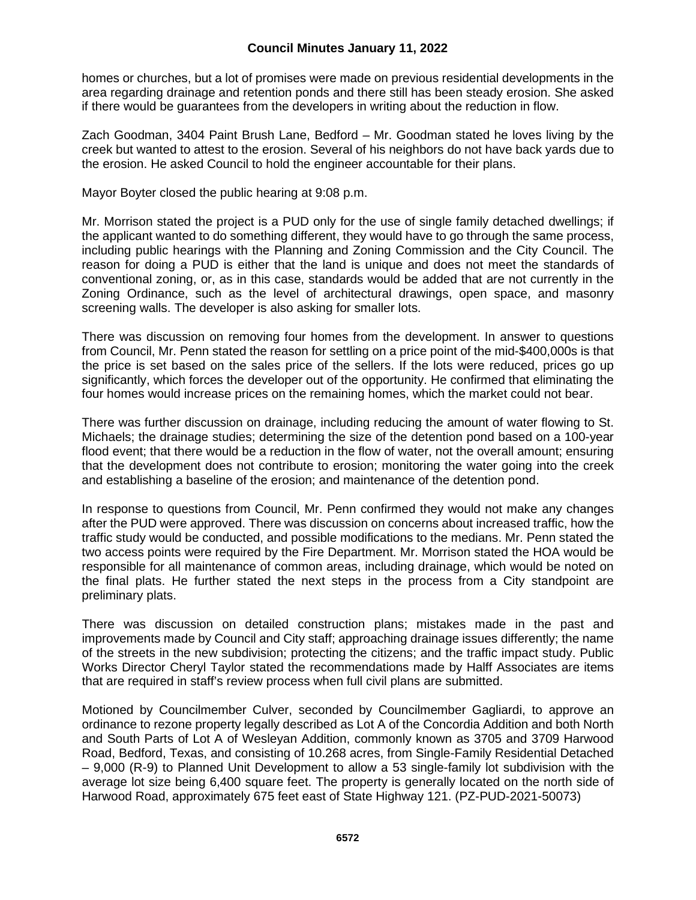homes or churches, but a lot of promises were made on previous residential developments in the area regarding drainage and retention ponds and there still has been steady erosion. She asked if there would be guarantees from the developers in writing about the reduction in flow.

Zach Goodman, 3404 Paint Brush Lane, Bedford – Mr. Goodman stated he loves living by the creek but wanted to attest to the erosion. Several of his neighbors do not have back yards due to the erosion. He asked Council to hold the engineer accountable for their plans.

Mayor Boyter closed the public hearing at 9:08 p.m.

Mr. Morrison stated the project is a PUD only for the use of single family detached dwellings; if the applicant wanted to do something different, they would have to go through the same process, including public hearings with the Planning and Zoning Commission and the City Council. The reason for doing a PUD is either that the land is unique and does not meet the standards of conventional zoning, or, as in this case, standards would be added that are not currently in the Zoning Ordinance, such as the level of architectural drawings, open space, and masonry screening walls. The developer is also asking for smaller lots.

There was discussion on removing four homes from the development. In answer to questions from Council, Mr. Penn stated the reason for settling on a price point of the mid-$400,000s is that the price is set based on the sales price of the sellers. If the lots were reduced, prices go up significantly, which forces the developer out of the opportunity. He confirmed that eliminating the four homes would increase prices on the remaining homes, which the market could not bear.

There was further discussion on drainage, including reducing the amount of water flowing to St. Michaels; the drainage studies; determining the size of the detention pond based on a 100-year flood event; that there would be a reduction in the flow of water, not the overall amount; ensuring that the development does not contribute to erosion; monitoring the water going into the creek and establishing a baseline of the erosion; and maintenance of the detention pond.

In response to questions from Council, Mr. Penn confirmed they would not make any changes after the PUD were approved. There was discussion on concerns about increased traffic, how the traffic study would be conducted, and possible modifications to the medians. Mr. Penn stated the two access points were required by the Fire Department. Mr. Morrison stated the HOA would be responsible for all maintenance of common areas, including drainage, which would be noted on the final plats. He further stated the next steps in the process from a City standpoint are preliminary plats.

There was discussion on detailed construction plans; mistakes made in the past and improvements made by Council and City staff; approaching drainage issues differently; the name of the streets in the new subdivision; protecting the citizens; and the traffic impact study. Public Works Director Cheryl Taylor stated the recommendations made by Halff Associates are items that are required in staff's review process when full civil plans are submitted.

Motioned by Councilmember Culver, seconded by Councilmember Gagliardi, to approve an ordinance to rezone property legally described as Lot A of the Concordia Addition and both North and South Parts of Lot A of Wesleyan Addition, commonly known as 3705 and 3709 Harwood Road, Bedford, Texas, and consisting of 10.268 acres, from Single-Family Residential Detached – 9,000 (R-9) to Planned Unit Development to allow a 53 single-family lot subdivision with the average lot size being 6,400 square feet. The property is generally located on the north side of Harwood Road, approximately 675 feet east of State Highway 121. (PZ-PUD-2021-50073)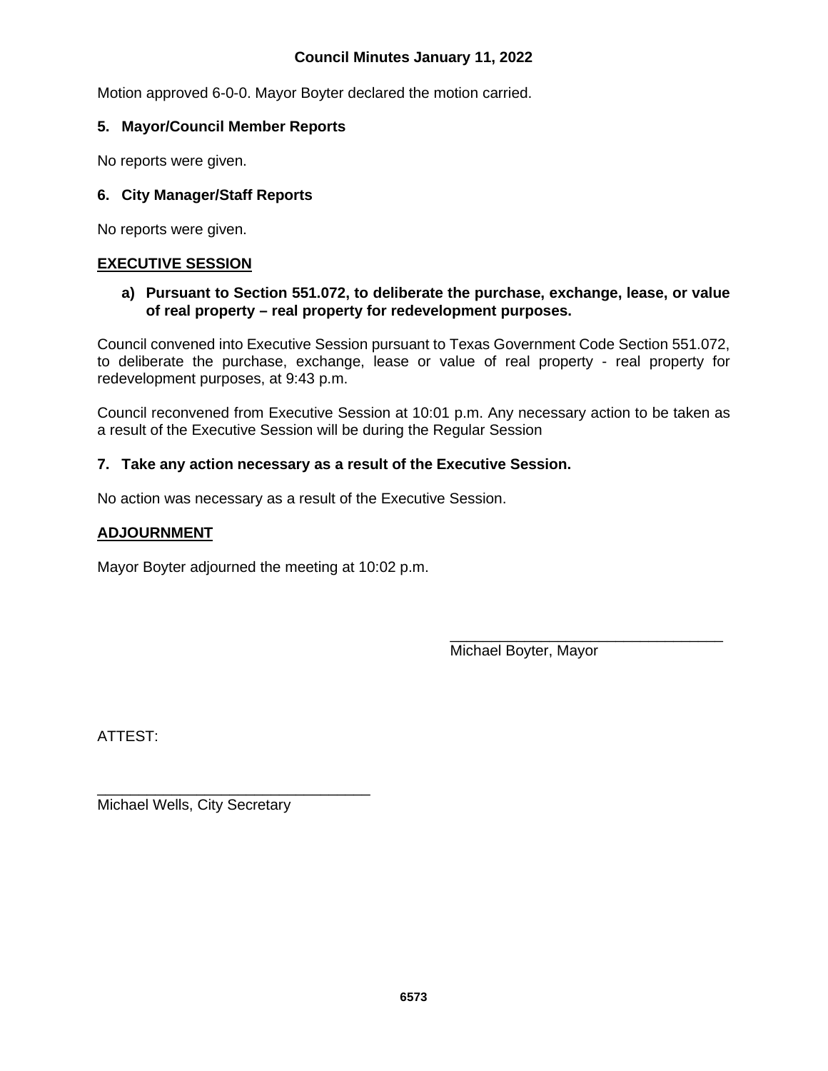Motion approved 6-0-0. Mayor Boyter declared the motion carried.

### 5. Mayor/Council Member Reports

No reports were given.

### 6. City Manager/Staff Reports

No reports were given.

## EXECUTIVE SESSION

**a) Pursuant to Section 551.072, to deliberate the purchase, exchange, lease, or value of real property – real property for redevelopment purposes.**

Council convened into Executive Session pursuant to Texas Government Code Section 551.072, to deliberate the purchase, exchange, lease or value of real property - real property for redevelopment purposes, at 9:43 p.m.

Council reconvened from Executive Session at 10:01 p.m. Any necessary action to be taken as a result of the Executive Session will be during the Regular Session

### 7. Take any action necessary as a result of the Executive Session.

No action was necessary as a result of the Executive Session.

## ADJOURNMENT

Mayor Boyter adjourned the meeting at 10:02 p.m.

\_\_\_\_\_\_\_\_\_\_\_\_\_\_\_\_\_\_\_\_\_\_\_\_\_\_\_\_\_\_\_\_\_\_
Michael Boyter, Mayor

ATTEST:

\_\_\_\_\_\_\_\_\_\_\_\_\_\_\_\_\_\_\_\_\_\_\_\_\_\_\_\_\_\_\_\_\_\_
Michael Wells, City Secretary